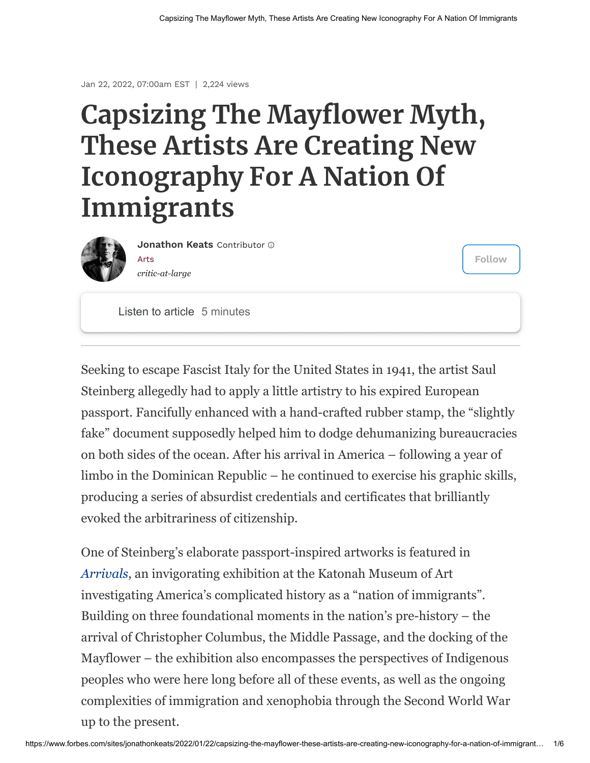Jan 22, 2022, 07:00am EST | 2,224 views

# Capsizing The Mayflower Myth, These Artists Are Creating New Iconography For A Nation Of Immigrants

**Jonathon Keats** Contributor

Arts

*critic-at-large*

Listen to article 5 minutes

---

Seeking to escape Fascist Italy for the United States in 1941, the artist Saul Steinberg allegedly had to apply a little artistry to his expired European passport. Fancifully enhanced with a hand-crafted rubber stamp, the "slightly fake" document supposedly helped him to dodge dehumanizing bureaucracies on both sides of the ocean. After his arrival in America – following a year of limbo in the Dominican Republic – he continued to exercise his graphic skills, producing a series of absurdist credentials and certificates that brilliantly evoked the arbitrariness of citizenship.

One of Steinberg's elaborate passport-inspired artworks is featured in *Arrivals*, an invigorating exhibition at the Katonah Museum of Art investigating America's complicated history as a "nation of immigrants". Building on three foundational moments in the nation's pre-history – the arrival of Christopher Columbus, the Middle Passage, and the docking of the Mayflower – the exhibition also encompasses the perspectives of Indigenous peoples who were here long before all of these events, as well as the ongoing complexities of immigration and xenophobia through the Second World War up to the present.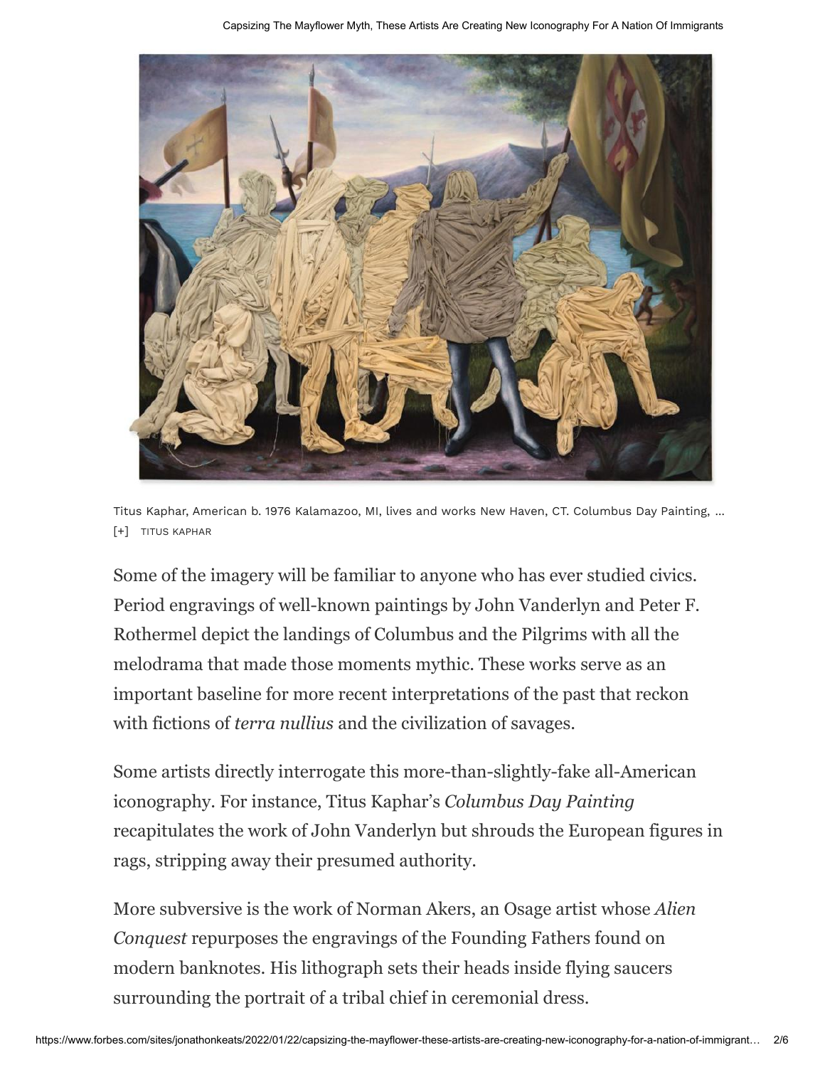Titus Kaphar, American b. 1976 Kalamazoo, MI, lives and works New Haven, CT. Columbus Day Painting, ... [+] TITUS KAPHAR

Some of the imagery will be familiar to anyone who has ever studied civics. Period engravings of well-known paintings by John Vanderlyn and Peter F. Rothermel depict the landings of Columbus and the Pilgrims with all the melodrama that made those moments mythic. These works serve as an important baseline for more recent interpretations of the past that reckon with fictions of *terra nullius* and the civilization of savages.

Some artists directly interrogate this more-than-slightly-fake all-American iconography. For instance, Titus Kaphar's *Columbus Day Painting* recapitulates the work of John Vanderlyn but shrouds the European figures in rags, stripping away their presumed authority.

More subversive is the work of Norman Akers, an Osage artist whose *Alien Conquest* repurposes the engravings of the Founding Fathers found on modern banknotes. His lithograph sets their heads inside flying saucers surrounding the portrait of a tribal chief in ceremonial dress.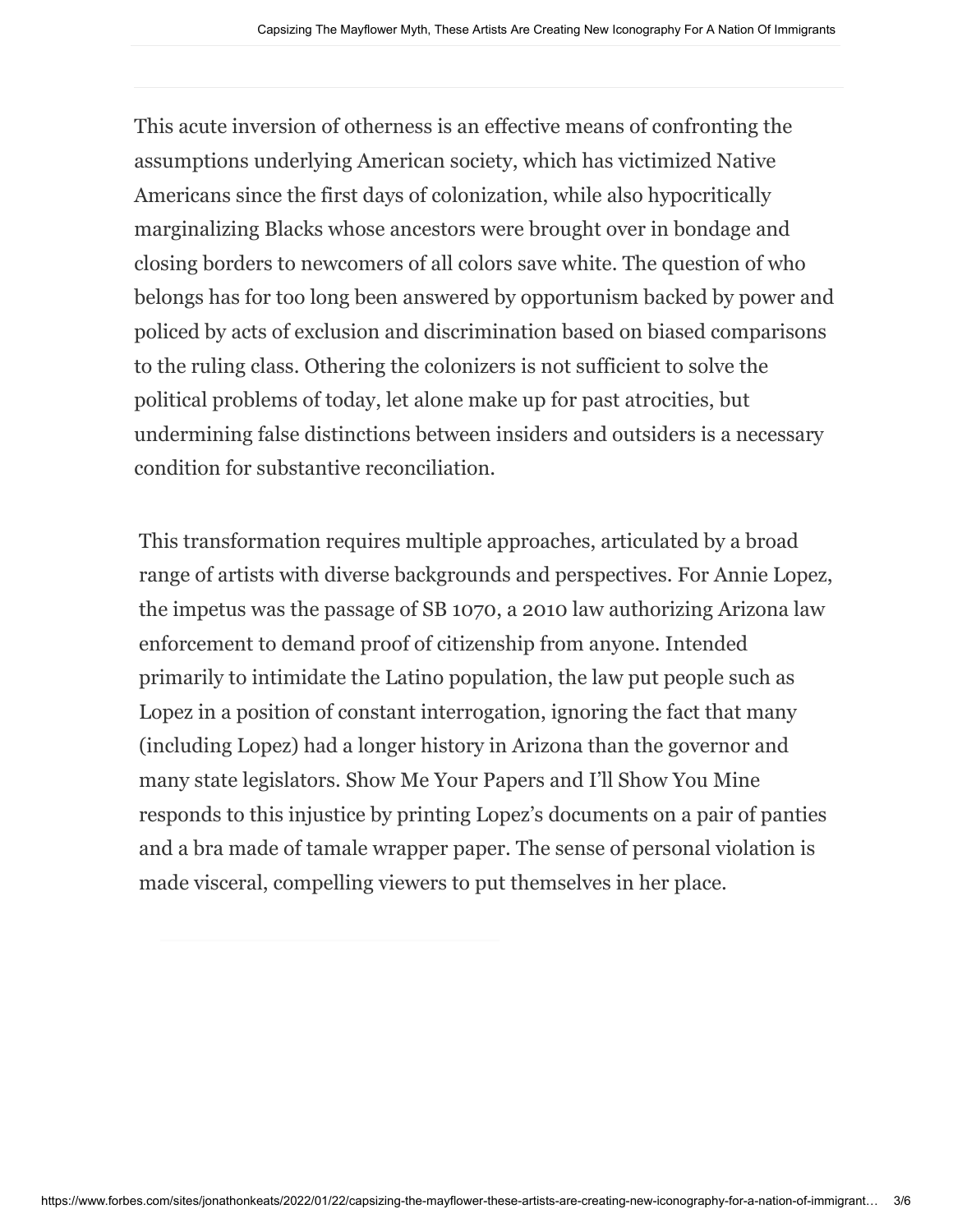This acute inversion of otherness is an effective means of confronting the assumptions underlying American society, which has victimized Native Americans since the first days of colonization, while also hypocritically marginalizing Blacks whose ancestors were brought over in bondage and closing borders to newcomers of all colors save white. The question of who belongs has for too long been answered by opportunism backed by power and policed by acts of exclusion and discrimination based on biased comparisons to the ruling class. Othering the colonizers is not sufficient to solve the political problems of today, let alone make up for past atrocities, but undermining false distinctions between insiders and outsiders is a necessary condition for substantive reconciliation.

This transformation requires multiple approaches, articulated by a broad range of artists with diverse backgrounds and perspectives. For Annie Lopez, the impetus was the passage of SB 1070, a 2010 law authorizing Arizona law enforcement to demand proof of citizenship from anyone. Intended primarily to intimidate the Latino population, the law put people such as Lopez in a position of constant interrogation, ignoring the fact that many (including Lopez) had a longer history in Arizona than the governor and many state legislators. Show Me Your Papers and I'll Show You Mine responds to this injustice by printing Lopez's documents on a pair of panties and a bra made of tamale wrapper paper. The sense of personal violation is made visceral, compelling viewers to put themselves in her place.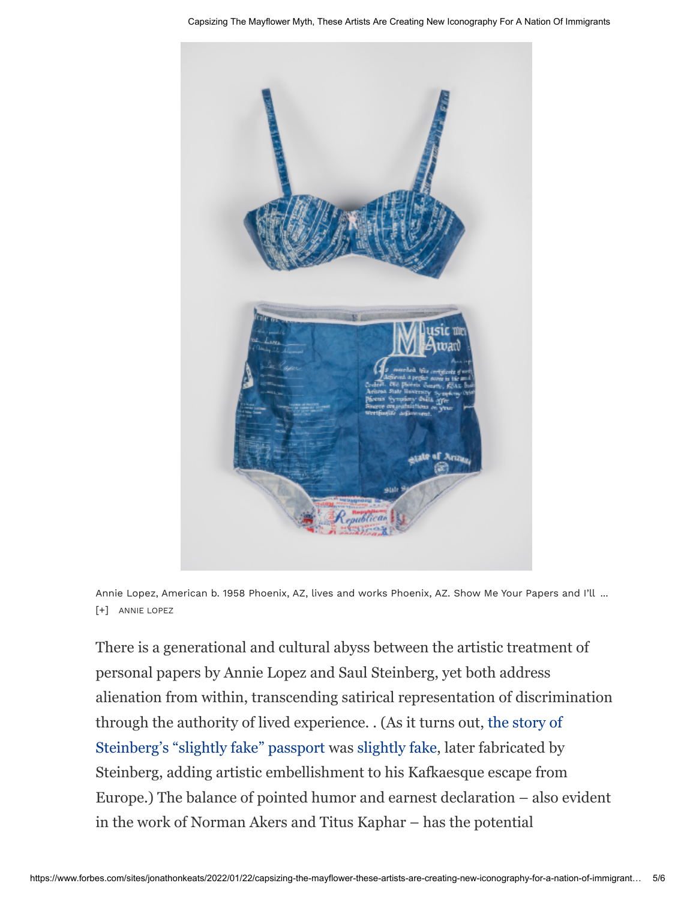Annie Lopez, American b. 1958 Phoenix, AZ, lives and works Phoenix, AZ. Show Me Your Papers and I'll ...
[+] ANNIE LOPEZ

There is a generational and cultural abyss between the artistic treatment of personal papers by Annie Lopez and Saul Steinberg, yet both address alienation from within, transcending satirical representation of discrimination through the authority of lived experience. . (As it turns out, the story of Steinberg's "slightly fake" passport was slightly fake, later fabricated by Steinberg, adding artistic embellishment to his Kafkaesque escape from Europe.) The balance of pointed humor and earnest declaration – also evident in the work of Norman Akers and Titus Kaphar – has the potential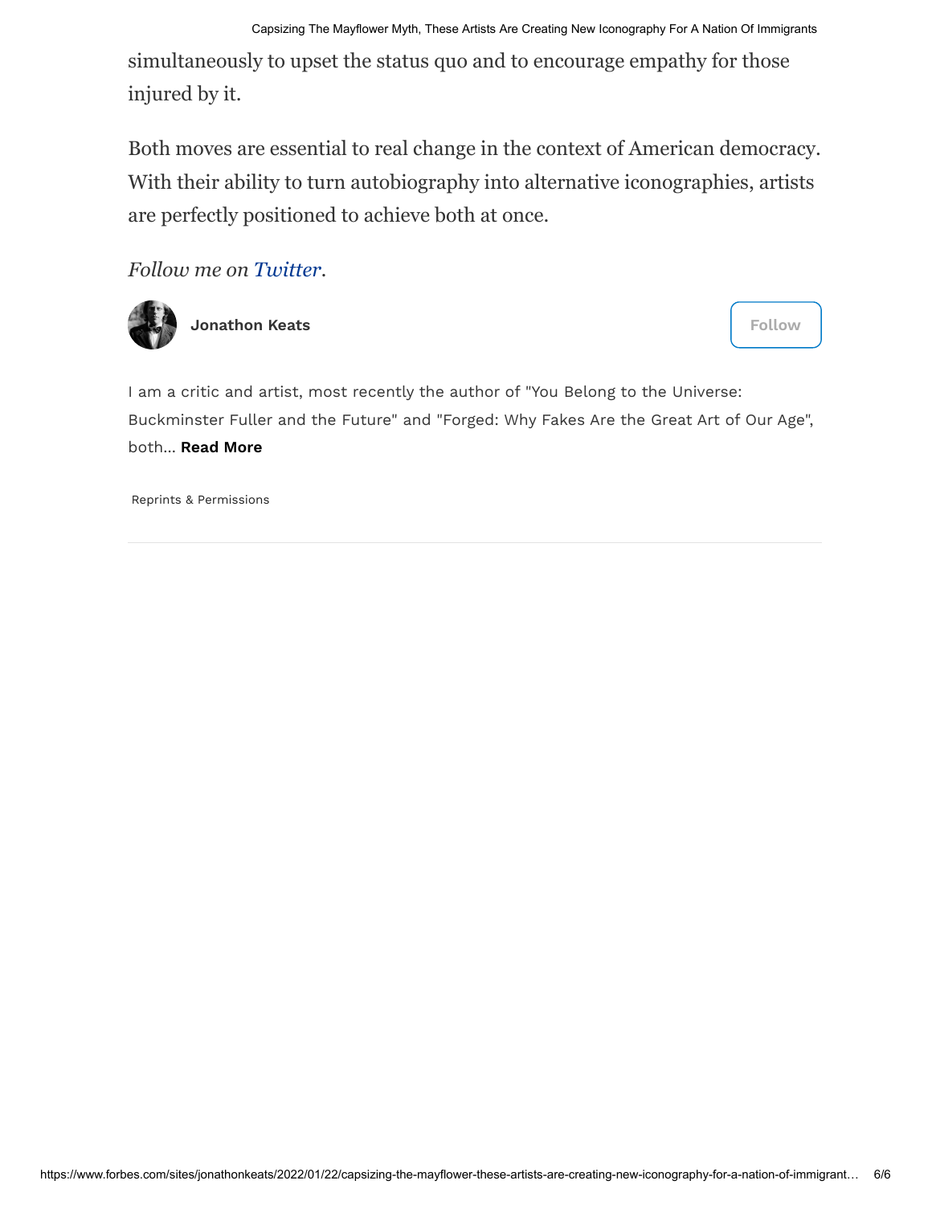simultaneously to upset the status quo and to encourage empathy for those injured by it.

Both moves are essential to real change in the context of American democracy. With their ability to turn autobiography into alternative iconographies, artists are perfectly positioned to achieve both at once.

*Follow me on Twitter.*

**Jonathon Keats**

Follow

I am a critic and artist, most recently the author of "You Belong to the Universe: Buckminster Fuller and the Future" and "Forged: Why Fakes Are the Great Art of Our Age", both... **Read More**

Reprints & Permissions